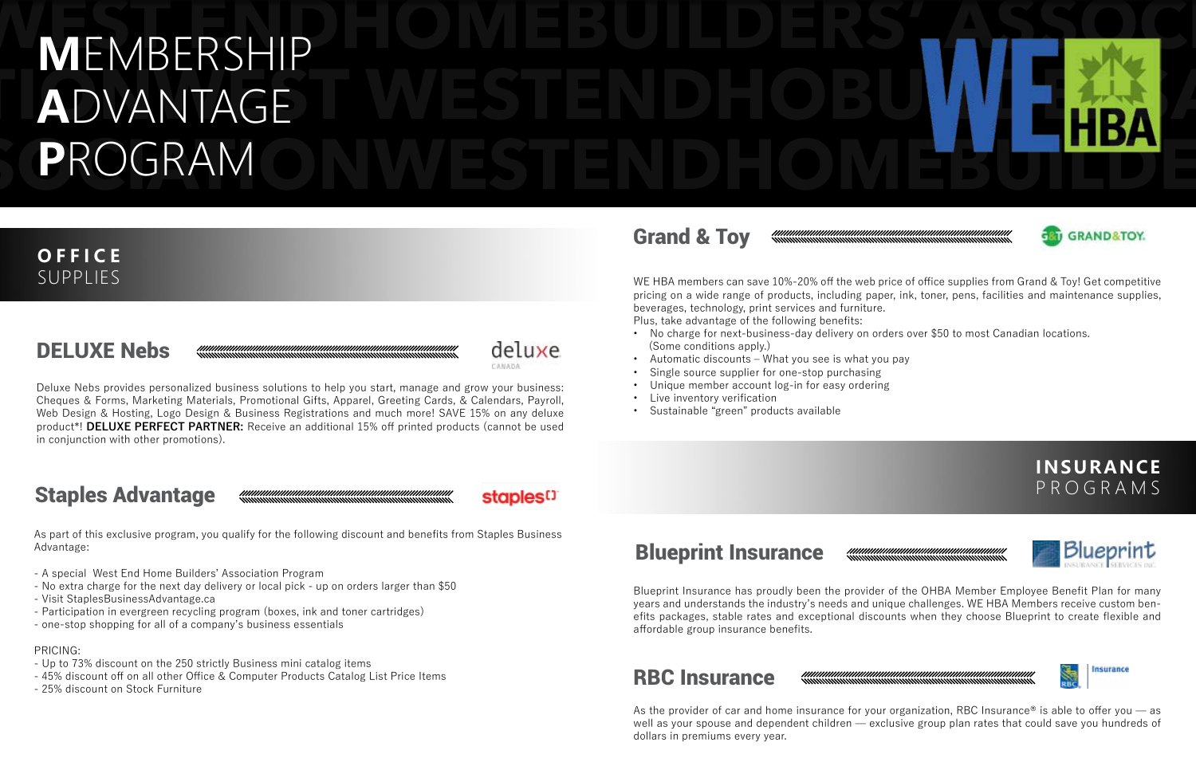# MEMBERSHIP ADVANTAGE PROGRAM

## OFFICE SUPPLIES

### DELUXE Nebs

Deluxe Nebs provides personalized business solutions to help you start, manage and grow your business: Cheques & Forms, Marketing Materials, Promotional Gifts, Apparel, Greeting Cards, & Calendars, Payroll, Web Design & Hosting, Logo Design & Business Registrations and much more! SAVE 15% on any deluxe product*! **DELUXE PERFECT PARTNER:** Receive an additional 15% off printed products (cannot be used in conjunction with other promotions).

### Staples Advantage

As part of this exclusive program, you qualify for the following discount and benefits from Staples Business Advantage:

- A special West End Home Builders' Association Program
- No extra charge for the next day delivery or local pick - up on orders larger than $50
- Visit StaplesBusinessAdvantage.ca
- Participation in evergreen recycling program (boxes, ink and toner cartridges)
- one-stop shopping for all of a company's business essentials

PRICING:
- Up to 73% discount on the 250 strictly Business mini catalog items
- 45% discount off on all other Office & Computer Products Catalog List Price Items
- 25% discount on Stock Furniture

### Grand & Toy

WE HBA members can save 10%-20% off the web price of office supplies from Grand & Toy! Get competitive pricing on a wide range of products, including paper, ink, toner, pens, facilities and maintenance supplies, beverages, technology, print services and furniture.
Plus, take advantage of the following benefits:

- No charge for next-business-day delivery on orders over $50 to most Canadian locations. (Some conditions apply.)
- Automatic discounts – What you see is what you pay
- Single source supplier for one-stop purchasing
- Unique member account log-in for easy ordering
- Live inventory verification
- Sustainable "green" products available

## INSURANCE PROGRAMS

### Blueprint Insurance

Blueprint Insurance has proudly been the provider of the OHBA Member Employee Benefit Plan for many years and understands the industry's needs and unique challenges. WE HBA Members receive custom benefits packages, stable rates and exceptional discounts when they choose Blueprint to create flexible and affordable group insurance benefits.

### RBC Insurance

As the provider of car and home insurance for your organization, RBC Insurance® is able to offer you — as well as your spouse and dependent children — exclusive group plan rates that could save you hundreds of dollars in premiums every year.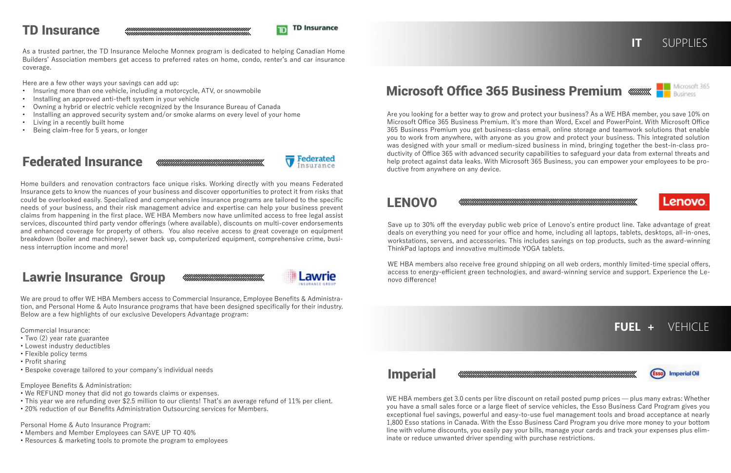## TD Insurance

As a trusted partner, the TD Insurance Meloche Monnex program is dedicated to helping Canadian Home Builders' Association members get access to preferred rates on home, condo, renter's and car insurance coverage.

Here are a few other ways your savings can add up:

- Insuring more than one vehicle, including a motorcycle, ATV, or snowmobile
- Installing an approved anti-theft system in your vehicle
- Owning a hybrid or electric vehicle recognized by the Insurance Bureau of Canada
- Installing an approved security system and/or smoke alarms on every level of your home
- Living in a recently built home
- Being claim-free for 5 years, or longer

## Federated Insurance

Home builders and renovation contractors face unique risks. Working directly with you means Federated Insurance gets to know the nuances of your business and discover opportunities to protect it from risks that could be overlooked easily. Specialized and comprehensive insurance programs are tailored to the specific needs of your business, and their risk management advice and expertise can help your business prevent claims from happening in the first place. WE HBA Members now have unlimited access to free legal assist services, discounted third party vendor offerings (where available), discounts on multi-cover endorsements and enhanced coverage for property of others. You also receive access to great coverage on equipment breakdown (boiler and machinery), sewer back up, computerized equipment, comprehensive crime, business interruption income and more!

## Lawrie Insurance Group

We are proud to offer WE HBA Members access to Commercial Insurance, Employee Benefits & Administration, and Personal Home & Auto Insurance programs that have been designed specifically for their industry. Below are a few highlights of our exclusive Developers Advantage program:

Commercial Insurance:

- Two (2) year rate guarantee
- Lowest industry deductibles
- Flexible policy terms
- Profit sharing
- Bespoke coverage tailored to your company's individual needs

Employee Benefits & Administration:

- We REFUND money that did not go towards claims or expenses.
- This year we are refunding over $2.5 million to our clients! That's an average refund of 11% per client.
- 20% reduction of our Benefits Administration Outsourcing services for Members.

Personal Home & Auto Insurance Program:

- Members and Member Employees can SAVE UP TO 40%
- Resources & marketing tools to promote the program to employees

# IT SUPPLIES

## Microsoft Office 365 Business Premium

Are you looking for a better way to grow and protect your business? As a WE HBA member, you save 10% on Microsoft Office 365 Business Premium. It's more than Word, Excel and PowerPoint. With Microsoft Office 365 Business Premium you get business-class email, online storage and teamwork solutions that enable you to work from anywhere, with anyone as you grow and protect your business. This integrated solution was designed with your small or medium-sized business in mind, bringing together the best-in-class productivity of Office 365 with advanced security capabilities to safeguard your data from external threats and help protect against data leaks. With Microsoft 365 Business, you can empower your employees to be productive from anywhere on any device.

## LENOVO

Save up to 30% off the everyday public web price of Lenovo's entire product line. Take advantage of great deals on everything you need for your office and home, including all laptops, tablets, desktops, all-in-ones, workstations, servers, and accessories. This includes savings on top products, such as the award-winning ThinkPad laptops and innovative multimode YOGA tablets.

WE HBA members also receive free ground shipping on all web orders, monthly limited-time special offers, access to energy-efficient green technologies, and award-winning service and support. Experience the Lenovo difference!

# FUEL + VEHICLE

## Imperial

WE HBA members get 3.0 cents per litre discount on retail posted pump prices — plus many extras: Whether you have a small sales force or a large fleet of service vehicles, the Esso Business Card Program gives you exceptional fuel savings, powerful and easy-to-use fuel management tools and broad acceptance at nearly 1,800 Esso stations in Canada. With the Esso Business Card Program you drive more money to your bottom line with volume discounts, you easily pay your bills, manage your cards and track your expenses plus eliminate or reduce unwanted driver spending with purchase restrictions.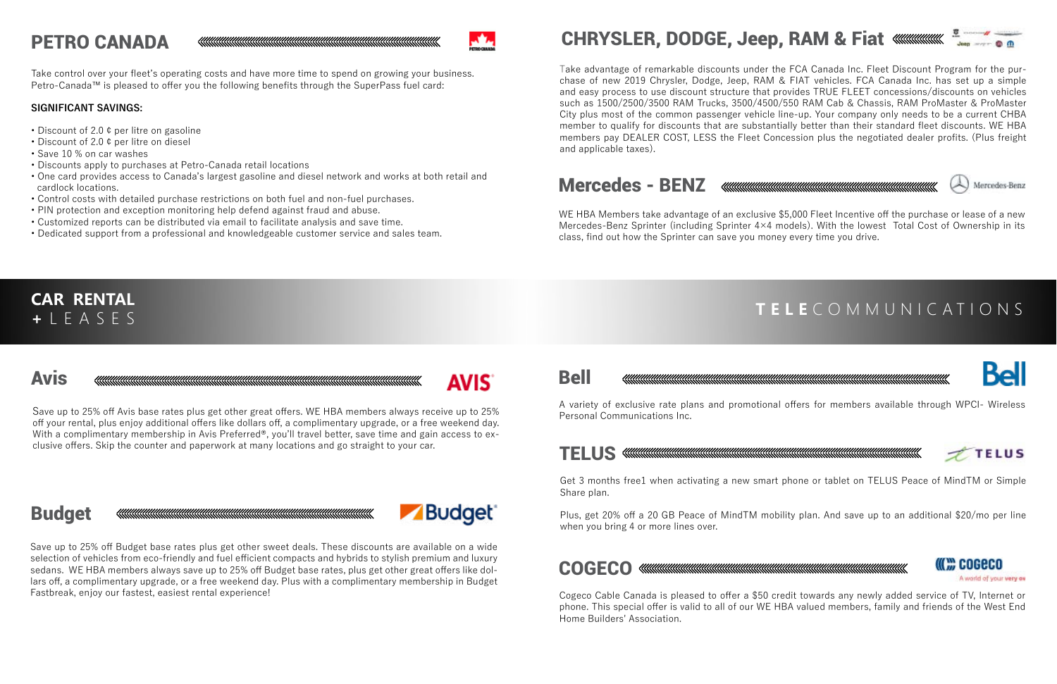## PETRO CANADA

Take control over your fleet's operating costs and have more time to spend on growing your business. Petro-Canada™ is pleased to offer you the following benefits through the SuperPass fuel card:

**SIGNIFICANT SAVINGS:**

- Discount of 2.0 ¢ per litre on gasoline
- Discount of 2.0 ¢ per litre on diesel
- Save 10 % on car washes
- Discounts apply to purchases at Petro-Canada retail locations
- One card provides access to Canada's largest gasoline and diesel network and works at both retail and cardlock locations.
- Control costs with detailed purchase restrictions on both fuel and non-fuel purchases.
- PIN protection and exception monitoring help defend against fraud and abuse.
- Customized reports can be distributed via email to facilitate analysis and save time.
- Dedicated support from a professional and knowledgeable customer service and sales team.

## CHRYSLER, DODGE, Jeep, RAM & Fiat

Take advantage of remarkable discounts under the FCA Canada Inc. Fleet Discount Program for the purchase of new 2019 Chrysler, Dodge, Jeep, RAM & FIAT vehicles. FCA Canada Inc. has set up a simple and easy process to use discount structure that provides TRUE FLEET concessions/discounts on vehicles such as 1500/2500/3500 RAM Trucks, 3500/4500/550 RAM Cab & Chassis, RAM ProMaster & ProMaster City plus most of the common passenger vehicle line-up. Your company only needs to be a current CHBA member to qualify for discounts that are substantially better than their standard fleet discounts. WE HBA members pay DEALER COST, LESS the Fleet Concession plus the negotiated dealer profits. (Plus freight and applicable taxes).

## Mercedes - BENZ

WE HBA Members take advantage of an exclusive $5,000 Fleet Incentive off the purchase or lease of a new Mercedes-Benz Sprinter (including Sprinter 4×4 models). With the lowest Total Cost of Ownership in its class, find out how the Sprinter can save you money every time you drive.

# CAR RENTAL + LEASES

## Avis

Save up to 25% off Avis base rates plus get other great offers. WE HBA members always receive up to 25% off your rental, plus enjoy additional offers like dollars off, a complimentary upgrade, or a free weekend day. With a complimentary membership in Avis Preferred®, you'll travel better, save time and gain access to exclusive offers. Skip the counter and paperwork at many locations and go straight to your car.

## Budget

Save up to 25% off Budget base rates plus get other sweet deals. These discounts are available on a wide selection of vehicles from eco-friendly and fuel efficient compacts and hybrids to stylish premium and luxury sedans. WE HBA members always save up to 25% off Budget base rates, plus get other great offers like dollars off, a complimentary upgrade, or a free weekend day. Plus with a complimentary membership in Budget Fastbreak, enjoy our fastest, easiest rental experience!

# TELECOMMUNICATIONS

## Bell

A variety of exclusive rate plans and promotional offers for members available through WPCI- Wireless Personal Communications Inc.

## TELUS

Get 3 months free1 when activating a new smart phone or tablet on TELUS Peace of MindTM or Simple Share plan.

Plus, get 20% off a 20 GB Peace of MindTM mobility plan. And save up to an additional $20/mo per line when you bring 4 or more lines over.

## COGECO

Cogeco Cable Canada is pleased to offer a $50 credit towards any newly added service of TV, Internet or phone. This special offer is valid to all of our WE HBA valued members, family and friends of the West End Home Builders' Association.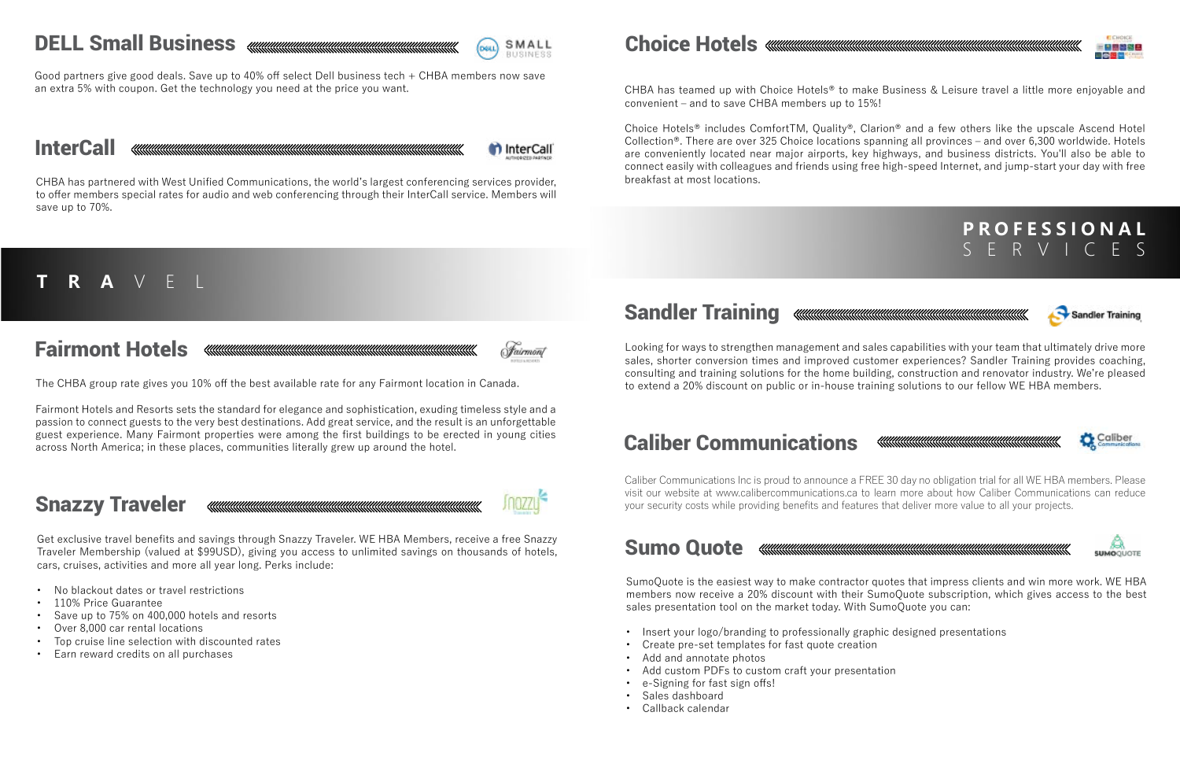## DELL Small Business

Good partners give good deals. Save up to 40% off select Dell business tech + CHBA members now save an extra 5% with coupon. Get the technology you need at the price you want.

## InterCall

CHBA has partnered with West Unified Communications, the world's largest conferencing services provider, to offer members special rates for audio and web conferencing through their InterCall service. Members will save up to 70%.

# TRAVEL

## Fairmont Hotels

The CHBA group rate gives you 10% off the best available rate for any Fairmont location in Canada.

Fairmont Hotels and Resorts sets the standard for elegance and sophistication, exuding timeless style and a passion to connect guests to the very best destinations. Add great service, and the result is an unforgettable guest experience. Many Fairmont properties were among the first buildings to be erected in young cities across North America; in these places, communities literally grew up around the hotel.

## Snazzy Traveler

Get exclusive travel benefits and savings through Snazzy Traveler. WE HBA Members, receive a free Snazzy Traveler Membership (valued at $99USD), giving you access to unlimited savings on thousands of hotels, cars, cruises, activities and more all year long. Perks include:

- No blackout dates or travel restrictions
- 110% Price Guarantee
- Save up to 75% on 400,000 hotels and resorts
- Over 8,000 car rental locations
- Top cruise line selection with discounted rates
- Earn reward credits on all purchases

## Choice Hotels

CHBA has teamed up with Choice Hotels® to make Business & Leisure travel a little more enjoyable and convenient – and to save CHBA members up to 15%!

Choice Hotels® includes ComfortTM, Quality®, Clarion® and a few others like the upscale Ascend Hotel Collection®. There are over 325 Choice locations spanning all provinces – and over 6,300 worldwide. Hotels are conveniently located near major airports, key highways, and business districts. You'll also be able to connect easily with colleagues and friends using free high-speed Internet, and jump-start your day with free breakfast at most locations.

# PROFESSIONAL SERVICES

## Sandler Training

Looking for ways to strengthen management and sales capabilities with your team that ultimately drive more sales, shorter conversion times and improved customer experiences? Sandler Training provides coaching, consulting and training solutions for the home building, construction and renovator industry. We're pleased to extend a 20% discount on public or in-house training solutions to our fellow WE HBA members.

## Caliber Communications

Caliber Communications Inc is proud to announce a FREE 30 day no obligation trial for all WE HBA members. Please visit our website at www.calibercommunications.ca to learn more about how Caliber Communications can reduce your security costs while providing benefits and features that deliver more value to all your projects.

## Sumo Quote

SumoQuote is the easiest way to make contractor quotes that impress clients and win more work. WE HBA members now receive a 20% discount with their SumoQuote subscription, which gives access to the best sales presentation tool on the market today. With SumoQuote you can:

- Insert your logo/branding to professionally graphic designed presentations
- Create pre-set templates for fast quote creation
- Add and annotate photos
- Add custom PDFs to custom craft your presentation
- e-Signing for fast sign offs!
- Sales dashboard
- Callback calendar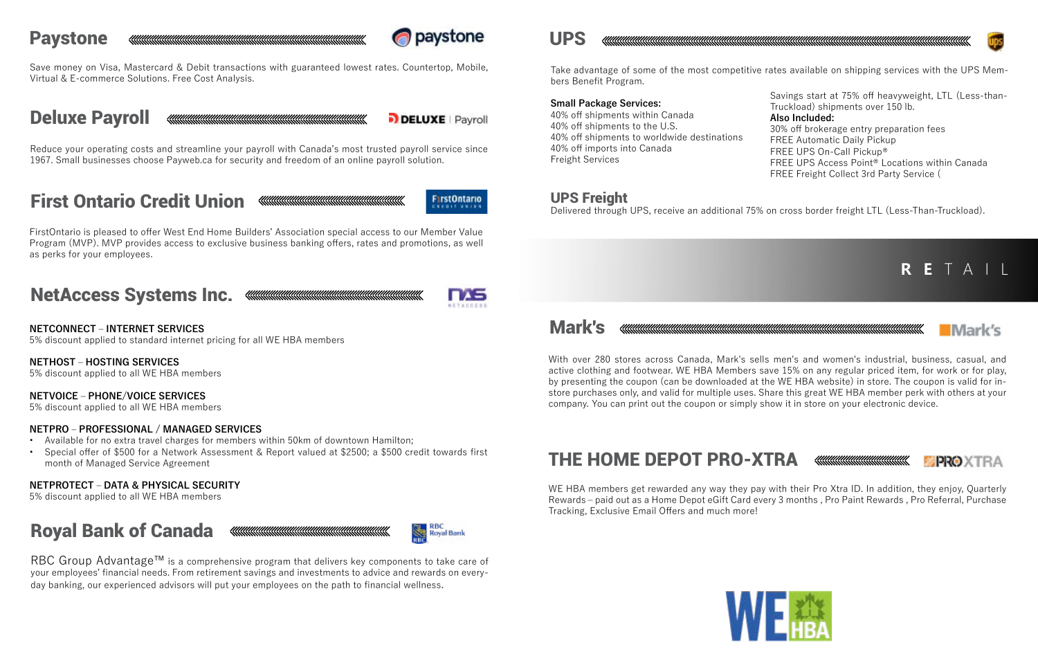## Paystone

Save money on Visa, Mastercard & Debit transactions with guaranteed lowest rates. Countertop, Mobile, Virtual & E-commerce Solutions. Free Cost Analysis.

## Deluxe Payroll

Reduce your operating costs and streamline your payroll with Canada's most trusted payroll service since 1967. Small businesses choose Payweb.ca for security and freedom of an online payroll solution.

## First Ontario Credit Union

FirstOntario is pleased to offer West End Home Builders' Association special access to our Member Value Program (MVP). MVP provides access to exclusive business banking offers, rates and promotions, as well as perks for your employees.

## NetAccess Systems Inc.

**NETCONNECT – INTERNET SERVICES**
5% discount applied to standard internet pricing for all WE HBA members

**NETHOST – HOSTING SERVICES**
5% discount applied to all WE HBA members

**NETVOICE – PHONE/VOICE SERVICES**
5% discount applied to all WE HBA members

**NETPRO – PROFESSIONAL / MANAGED SERVICES**

- Available for no extra travel charges for members within 50km of downtown Hamilton;
- Special offer of $500 for a Network Assessment & Report valued at $2500; a $500 credit towards first month of Managed Service Agreement

**NETPROTECT – DATA & PHYSICAL SECURITY**
5% discount applied to all WE HBA members

## Royal Bank of Canada

RBC Group Advantage™ is a comprehensive program that delivers key components to take care of your employees' financial needs. From retirement savings and investments to advice and rewards on everyday banking, our experienced advisors will put your employees on the path to financial wellness.

## UPS

Take advantage of some of the most competitive rates available on shipping services with the UPS Members Benefit Program.

**Small Package Services:**
40% off shipments within Canada
40% off shipments to the U.S.
40% off shipments to worldwide destinations
40% off imports into Canada
Freight Services

Savings start at 75% off heavyweight, LTL (Less-than-Truckload) shipments over 150 lb.

**Also Included:**
30% off brokerage entry preparation fees
FREE Automatic Daily Pickup
FREE UPS On-Call Pickup®
FREE UPS Access Point® Locations within Canada
FREE Freight Collect 3rd Party Service (

### UPS Freight

Delivered through UPS, receive an additional 75% on cross border freight LTL (Less-Than-Truckload).

# RETAIL

## Mark's

With over 280 stores across Canada, Mark's sells men's and women's industrial, business, casual, and active clothing and footwear. WE HBA Members save 15% on any regular priced item, for work or for play, by presenting the coupon (can be downloaded at the WE HBA website) in store. The coupon is valid for in-store purchases only, and valid for multiple uses. Share this great WE HBA member perk with others at your company. You can print out the coupon or simply show it in store on your electronic device.

## THE HOME DEPOT PRO-XTRA

WE HBA members get rewarded any way they pay with their Pro Xtra ID. In addition, they enjoy, Quarterly Rewards – paid out as a Home Depot eGift Card every 3 months , Pro Paint Rewards , Pro Referral, Purchase Tracking, Exclusive Email Offers and much more!